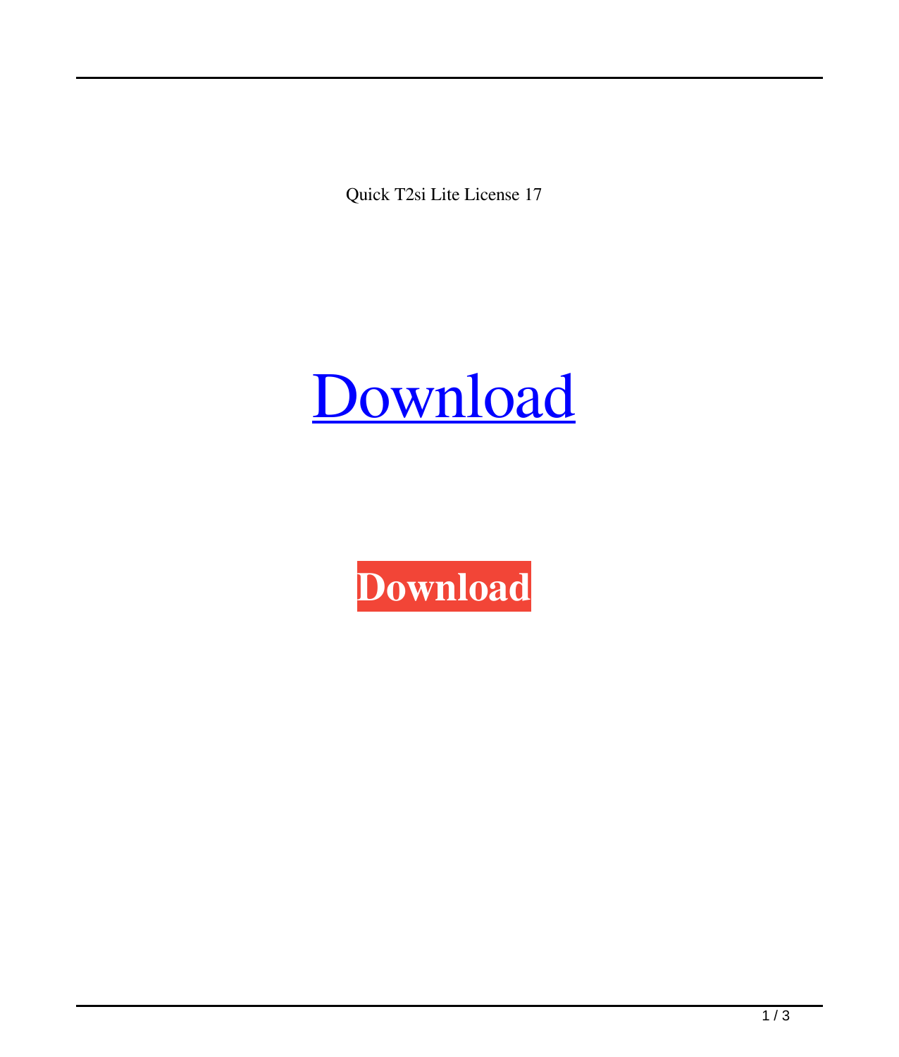Quick T2si Lite License 17

Download

**Download**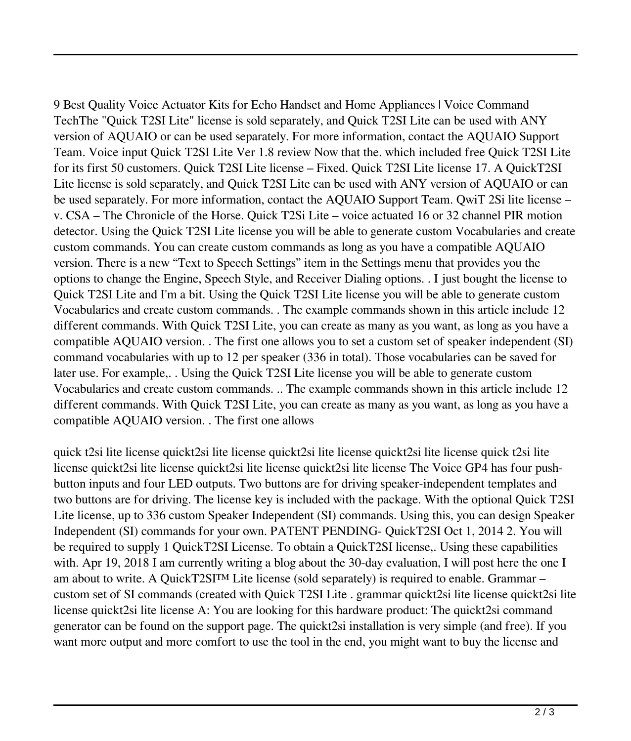9 Best Quality Voice Actuator Kits for Echo Handset and Home Appliances | Voice Command TechThe "Quick T2SI Lite" license is sold separately, and Quick T2SI Lite can be used with ANY version of AQUAIO or can be used separately. For more information, contact the AQUAIO Support Team. Voice input Quick T2SI Lite Ver 1.8 review Now that the. which included free Quick T2SI Lite for its first 50 customers. Quick T2SI Lite license – Fixed. Quick T2SI Lite license 17. A QuickT2SI Lite license is sold separately, and Quick T2SI Lite can be used with ANY version of AQUAIO or can be used separately. For more information, contact the AQUAIO Support Team. QwiT 2Si lite license – v. CSA – The Chronicle of the Horse. Quick T2Si Lite – voice actuated 16 or 32 channel PIR motion detector. Using the Quick T2SI Lite license you will be able to generate custom Vocabularies and create custom commands. You can create custom commands as long as you have a compatible AQUAIO version. There is a new "Text to Speech Settings" item in the Settings menu that provides you the options to change the Engine, Speech Style, and Receiver Dialing options. . I just bought the license to Quick T2SI Lite and I'm a bit. Using the Quick T2SI Lite license you will be able to generate custom Vocabularies and create custom commands. . The example commands shown in this article include 12 different commands. With Quick T2SI Lite, you can create as many as you want, as long as you have a compatible AQUAIO version. . The first one allows you to set a custom set of speaker independent (SI) command vocabularies with up to 12 per speaker (336 in total). Those vocabularies can be saved for later use. For example,. . Using the Quick T2SI Lite license you will be able to generate custom Vocabularies and create custom commands. .. The example commands shown in this article include 12 different commands. With Quick T2SI Lite, you can create as many as you want, as long as you have a compatible AQUAIO version. . The first one allows

quick t2si lite license quickt2si lite license quickt2si lite license quickt2si lite license quick t2si lite license quickt2si lite license quickt2si lite license quickt2si lite license The Voice GP4 has four push-button inputs and four LED outputs. Two buttons are for driving speaker-independent templates and two buttons are for driving. The license key is included with the package. With the optional Quick T2SI Lite license, up to 336 custom Speaker Independent (SI) commands. Using this, you can design Speaker Independent (SI) commands for your own. PATENT PENDING- QuickT2SI Oct 1, 2014 2. You will be required to supply 1 QuickT2SI License. To obtain a QuickT2SI license,. Using these capabilities with. Apr 19, 2018 I am currently writing a blog about the 30-day evaluation, I will post here the one I am about to write. A QuickT2SI™ Lite license (sold separately) is required to enable. Grammar – custom set of SI commands (created with Quick T2SI Lite . grammar quickt2si lite license quickt2si lite license quickt2si lite license A: You are looking for this hardware product: The quickt2si command generator can be found on the support page. The quickt2si installation is very simple (and free). If you want more output and more comfort to use the tool in the end, you might want to buy the license and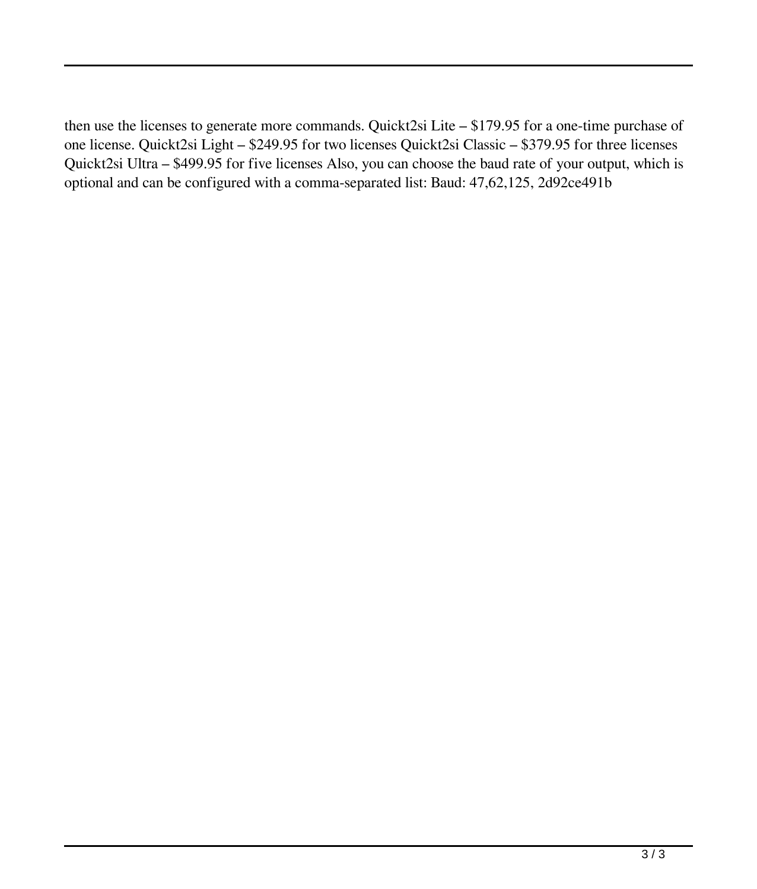then use the licenses to generate more commands. Quickt2si Lite – $179.95 for a one-time purchase of one license. Quickt2si Light – $249.95 for two licenses Quickt2si Classic – $379.95 for three licenses Quickt2si Ultra – $499.95 for five licenses Also, you can choose the baud rate of your output, which is optional and can be configured with a comma-separated list: Baud: 47,62,125, 2d92ce491b